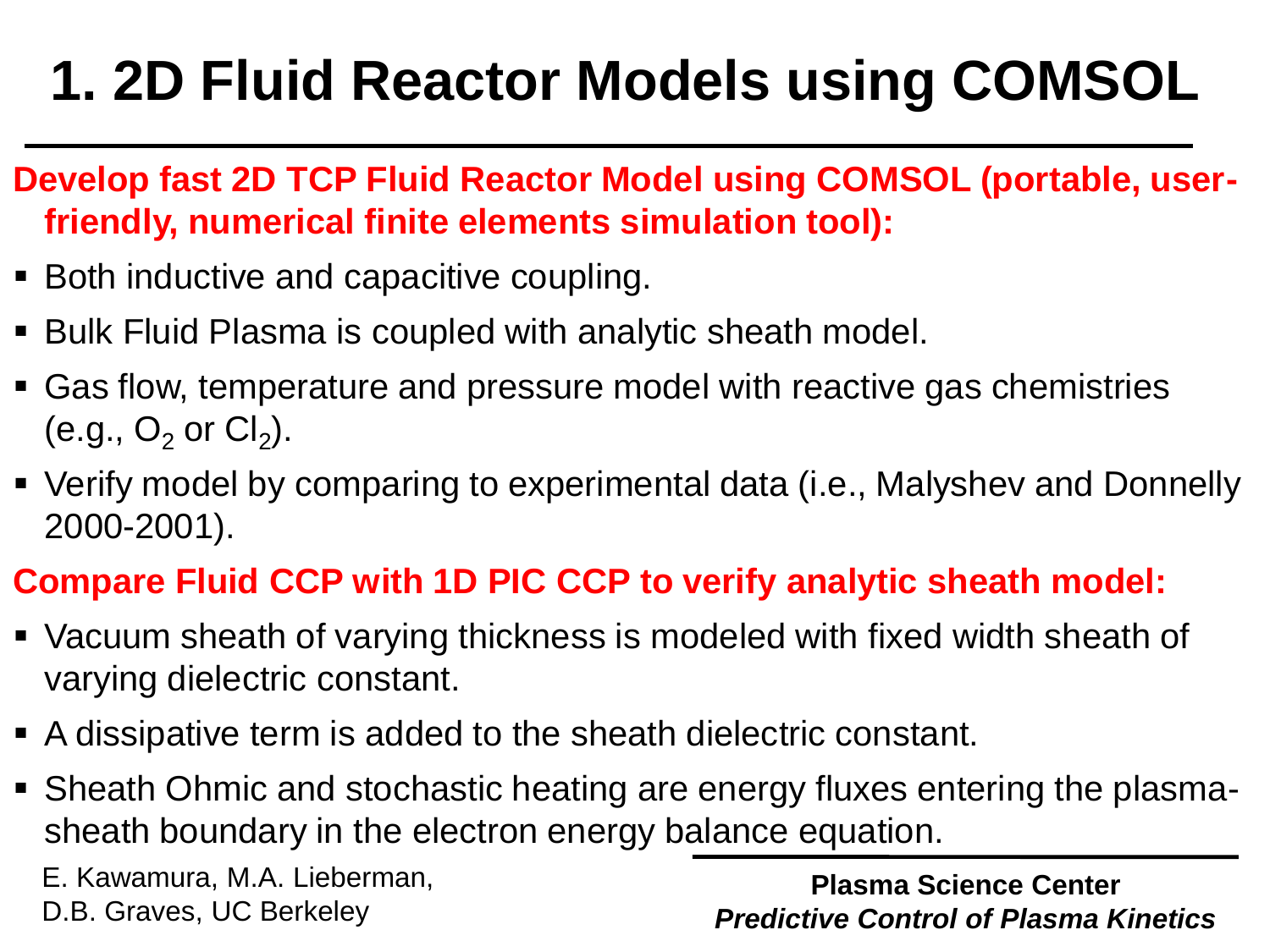# 1. 2D Fluid Reactor Models using COMSOL

**Develop fast 2D TCP Fluid Reactor Model using COMSOL (portable, user-friendly, numerical finite elements simulation tool):**

- Both inductive and capacitive coupling.
- Bulk Fluid Plasma is coupled with analytic sheath model.
- Gas flow, temperature and pressure model with reactive gas chemistries (e.g., $O_2$ or $Cl_2$).
- Verify model by comparing to experimental data (i.e., Malyshev and Donnelly 2000-2001).

**Compare Fluid CCP with 1D PIC CCP to verify analytic sheath model:**

- Vacuum sheath of varying thickness is modeled with fixed width sheath of varying dielectric constant.
- A dissipative term is added to the sheath dielectric constant.
- Sheath Ohmic and stochastic heating are energy fluxes entering the plasma-sheath boundary in the electron energy balance equation.

E. Kawamura, M.A. Lieberman, D.B. Graves, UC Berkeley

**Plasma Science Center**
***Predictive Control of Plasma Kinetics***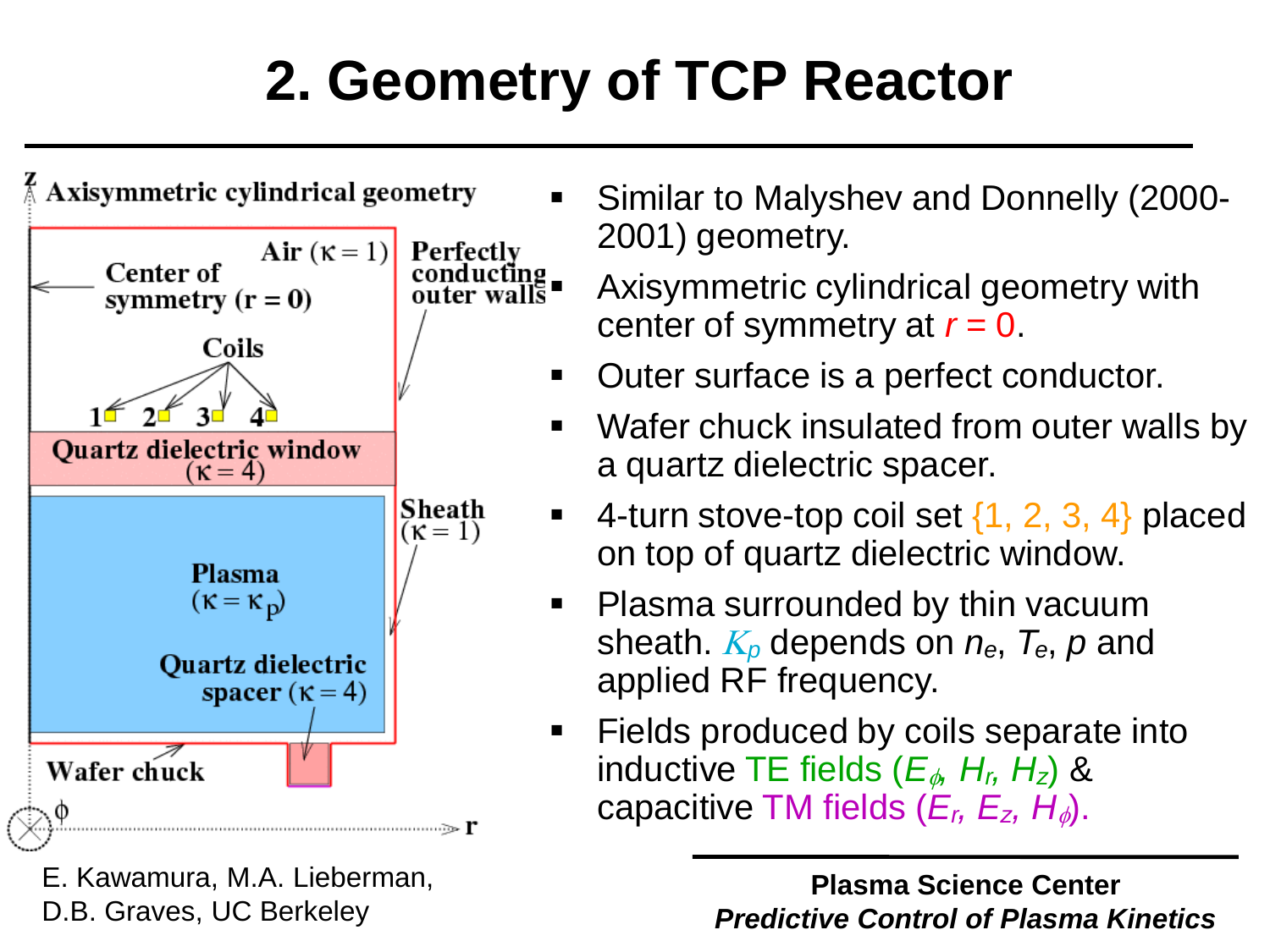# 2. Geometry of TCP Reactor

Axisymmetric cylindrical geometry

Air ($\kappa = 1$)

Center of symmetry ($r = 0$)

Perfectly conducting outer walls

Coils

1 2 3 4

Quartz dielectric window ($\kappa = 4$)

Sheath ($\kappa = 1$)

Plasma ($\kappa = \kappa_p$)

Quartz dielectric spacer ($\kappa = 4$)

Wafer chuck

z, $\phi$, r

- Similar to Malyshev and Donnelly (2000-2001) geometry.
- Axisymmetric cylindrical geometry with center of symmetry at $r = 0$.
- Outer surface is a perfect conductor.
- Wafer chuck insulated from outer walls by a quartz dielectric spacer.
- 4-turn stove-top coil set {1, 2, 3, 4} placed on top of quartz dielectric window.
- Plasma surrounded by thin vacuum sheath. $K_p$ depends on $n_e$, $T_e$, $p$ and applied RF frequency.
- Fields produced by coils separate into inductive TE fields ($E_\phi$, $H_r$, $H_z$) & capacitive TM fields ($E_r$, $E_z$, $H_\phi$).

E. Kawamura, M.A. Lieberman, D.B. Graves, UC Berkeley

**Plasma Science Center**
***Predictive Control of Plasma Kinetics***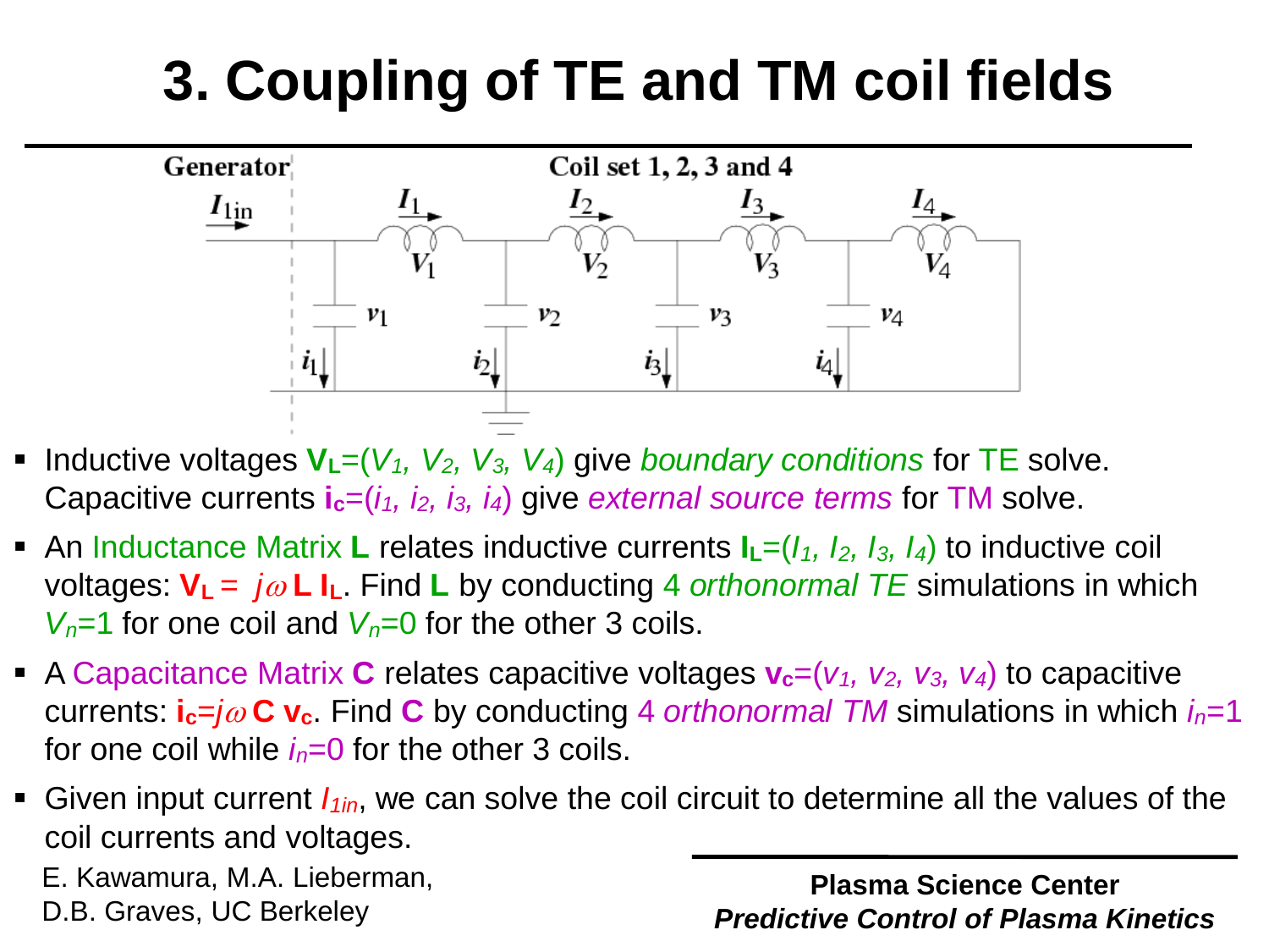# 3. Coupling of TE and TM coil fields

- Inductive voltages $\mathbf{V_L}=(V_1, V_2, V_3, V_4)$ give *boundary conditions* for TE solve. Capacitive currents $\mathbf{i_c}=(i_1, i_2, i_3, i_4)$ give *external source terms* for TM solve.
- An Inductance Matrix **L** relates inductive currents $\mathbf{I_L}=(I_1, I_2, I_3, I_4)$ to inductive coil voltages: $\mathbf{V_L} = j\omega \mathbf{L}\,\mathbf{I_L}$. Find **L** by conducting 4 *orthonormal TE* simulations in which $V_n=1$ for one coil and $V_n=0$ for the other 3 coils.
- A Capacitance Matrix **C** relates capacitive voltages $\mathbf{v_c}=(v_1, v_2, v_3, v_4)$ to capacitive currents: $\mathbf{i_c}=j\omega\,\mathbf{C}\,\mathbf{v_c}$. Find **C** by conducting 4 *orthonormal TM* simulations in which $i_n=1$ for one coil while $i_n=0$ for the other 3 coils.
- Given input current $I_{1in}$, we can solve the coil circuit to determine all the values of the coil currents and voltages.

E. Kawamura, M.A. Lieberman, D.B. Graves, UC Berkeley

**Plasma Science Center**
***Predictive Control of Plasma Kinetics***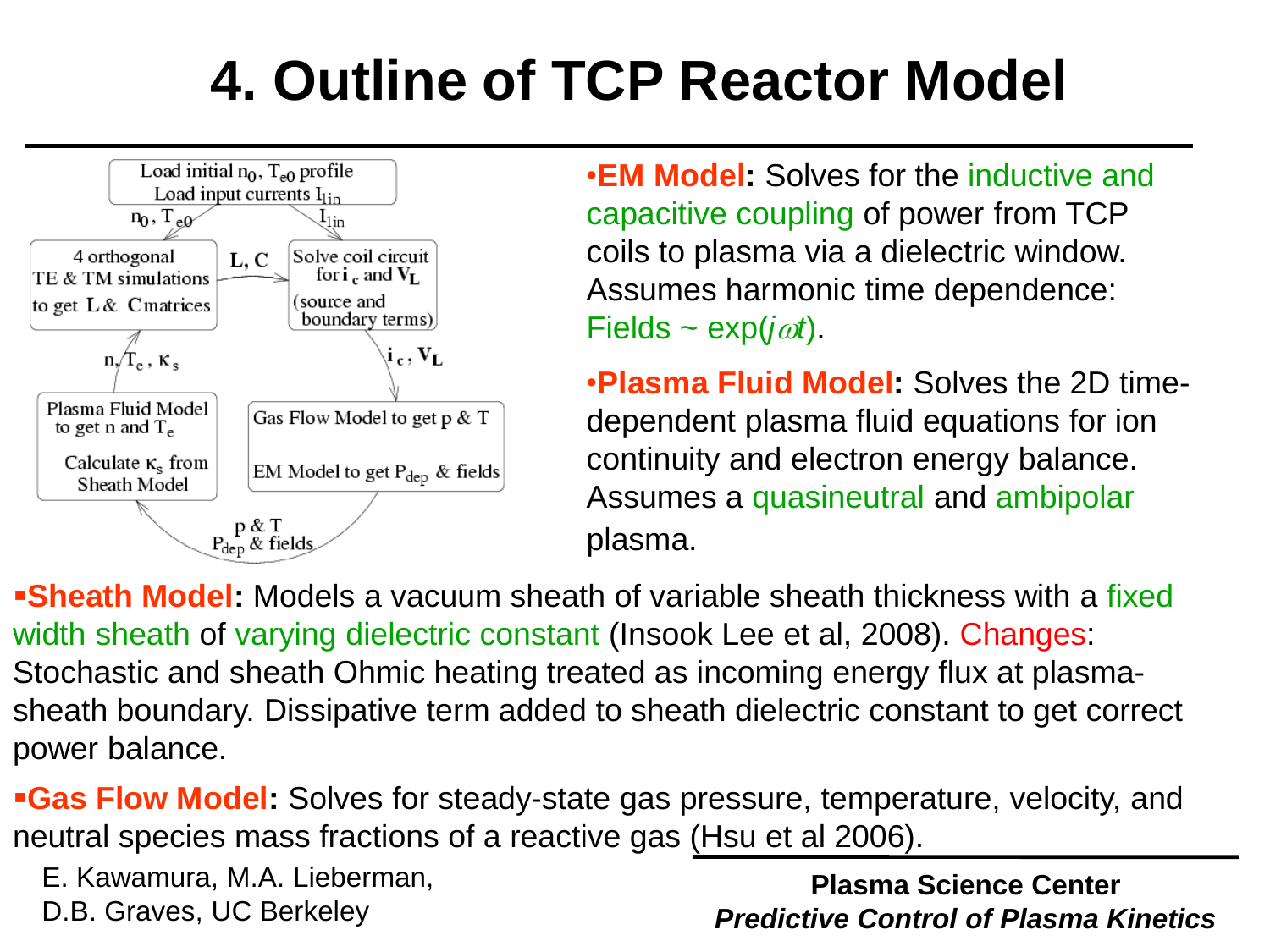# 4. Outline of TCP Reactor Model

Load initial $n_0$, $T_{e0}$ profile
Load input currents $I_{1in}$

$n_0$, $T_{e0}$ | $I_{1in}$

4 orthogonal TE & TM simulations to get **L** & **C** matrices → **L, C** → Solve coil circuit for $\mathbf{i}_c$ and $\mathbf{V}_L$ (source and boundary terms)

$\mathbf{i}_c$, $\mathbf{V}_L$

Gas Flow Model to get p & T

EM Model to get $P_{dep}$ & fields

p & T, $P_{dep}$ & fields

Plasma Fluid Model to get n and $T_e$

Calculate $\kappa_s$ from Sheath Model

n, $T_e$, $\kappa_s$

- **EM Model:** Solves for the inductive and capacitive coupling of power from TCP coils to plasma via a dielectric window. Assumes harmonic time dependence: Fields ~ $\exp(j\omega t)$.
- **Plasma Fluid Model:** Solves the 2D time-dependent plasma fluid equations for ion continuity and electron energy balance. Assumes a quasineutral and ambipolar plasma.
- **Sheath Model:** Models a vacuum sheath of variable sheath thickness with a fixed width sheath of varying dielectric constant (Insook Lee et al, 2008). Changes: Stochastic and sheath Ohmic heating treated as incoming energy flux at plasma-sheath boundary. Dissipative term added to sheath dielectric constant to get correct power balance.
- **Gas Flow Model:** Solves for steady-state gas pressure, temperature, velocity, and neutral species mass fractions of a reactive gas (Hsu et al 2006).

E. Kawamura, M.A. Lieberman, D.B. Graves, UC Berkeley

**Plasma Science Center**
***Predictive Control of Plasma Kinetics***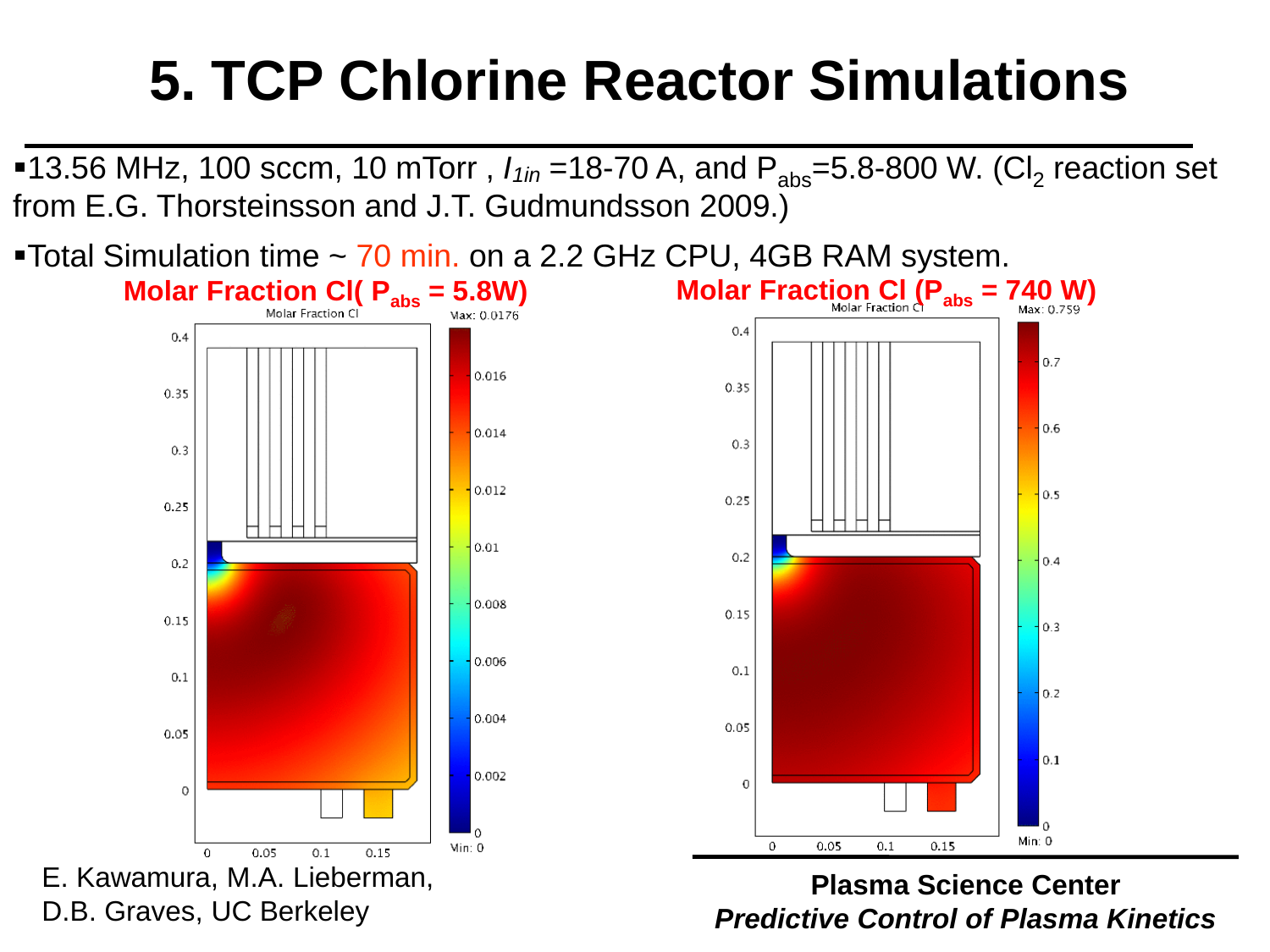# 5. TCP Chlorine Reactor Simulations

- 13.56 MHz, 100 sccm, 10 mTorr , $I_{1in}$ =18-70 A, and $P_{abs}$=5.8-800 W. ($Cl_2$ reaction set from E.G. Thorsteinsson and J.T. Gudmundsson 2009.)
- Total Simulation time ~ 70 min. on a 2.2 GHz CPU, 4GB RAM system.

**Molar Fraction Cl( $P_{abs}$ = 5.8W)**

**Molar Fraction Cl ($P_{abs}$ = 740 W)**

E. Kawamura, M.A. Lieberman, D.B. Graves, UC Berkeley

**Plasma Science Center**
***Predictive Control of Plasma Kinetics***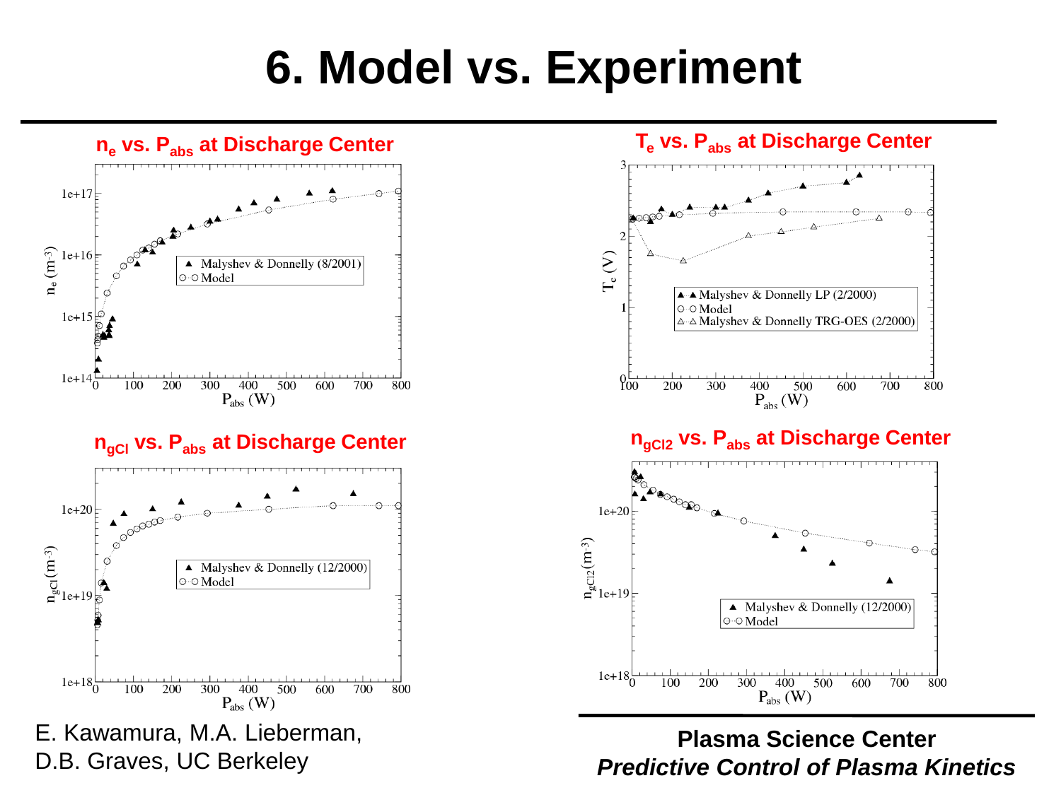# 6. Model vs. Experiment

## $n_e$ vs. $P_{abs}$ at Discharge Center

## $T_e$ vs. $P_{abs}$ at Discharge Center

## $n_{gCl}$ vs. $P_{abs}$ at Discharge Center

## $n_{gCl2}$ vs. $P_{abs}$ at Discharge Center

E. Kawamura, M.A. Lieberman, D.B. Graves, UC Berkeley

**Plasma Science Center**
***Predictive Control of Plasma Kinetics***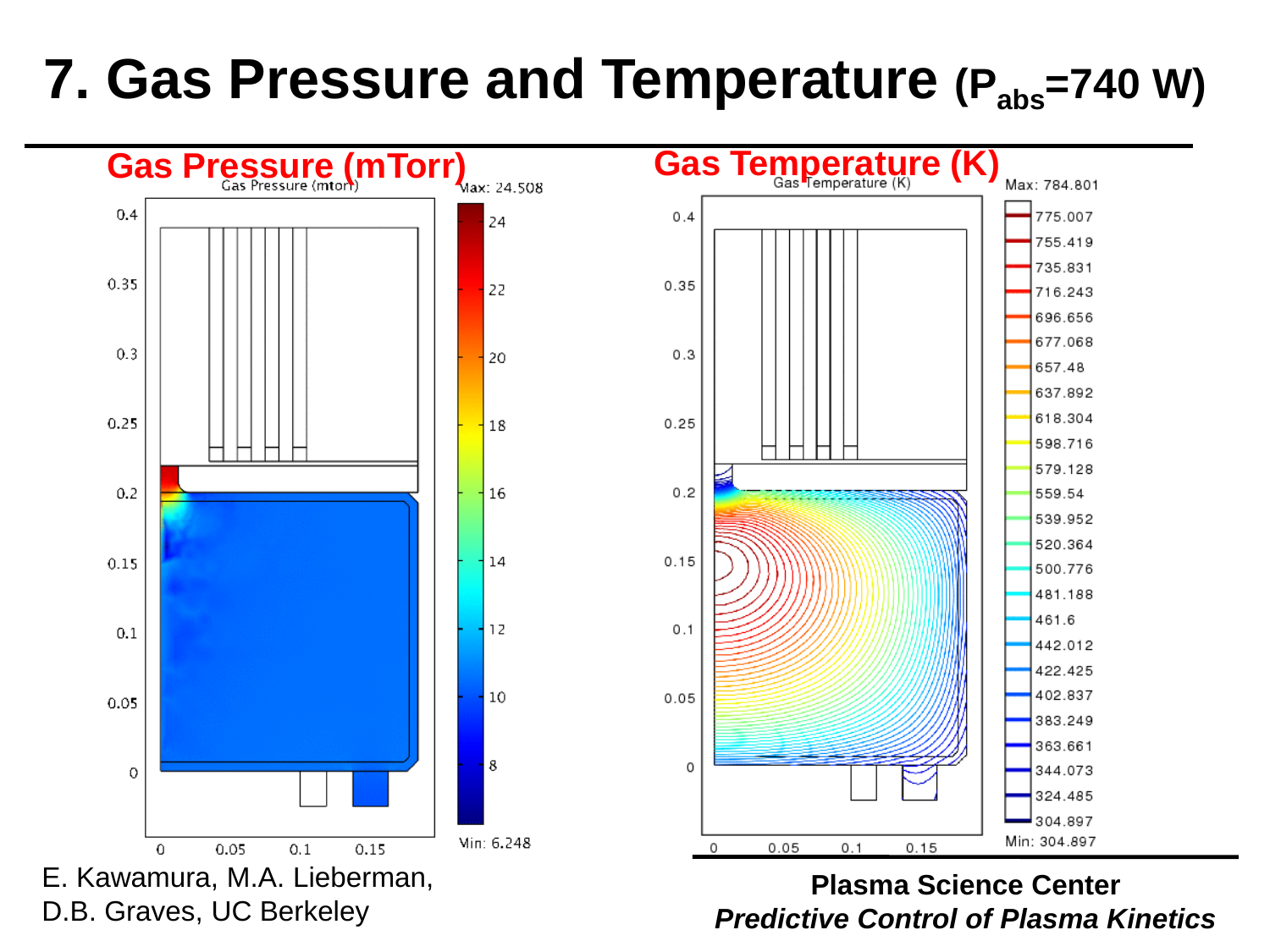# 7. Gas Pressure and Temperature ($P_{abs}$=740 W)

**Gas Pressure (mTorr)**

**Gas Temperature (K)**

E. Kawamura, M.A. Lieberman, D.B. Graves, UC Berkeley

**Plasma Science Center**

***Predictive Control of Plasma Kinetics***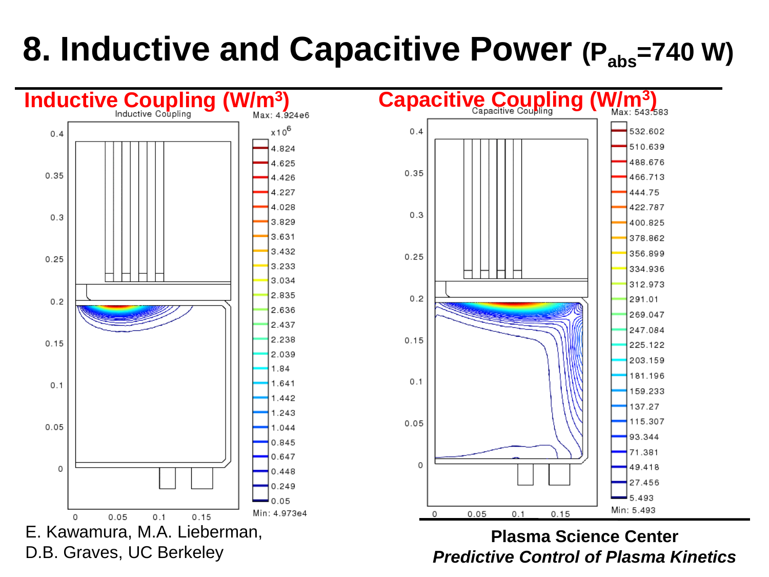# 8. Inductive and Capacitive Power ($P_{abs}$=740 W)

**Inductive Coupling (W/m³)**

**Capacitive Coupling (W/m³)**

E. Kawamura, M.A. Lieberman, D.B. Graves, UC Berkeley

**Plasma Science Center**
***Predictive Control of Plasma Kinetics***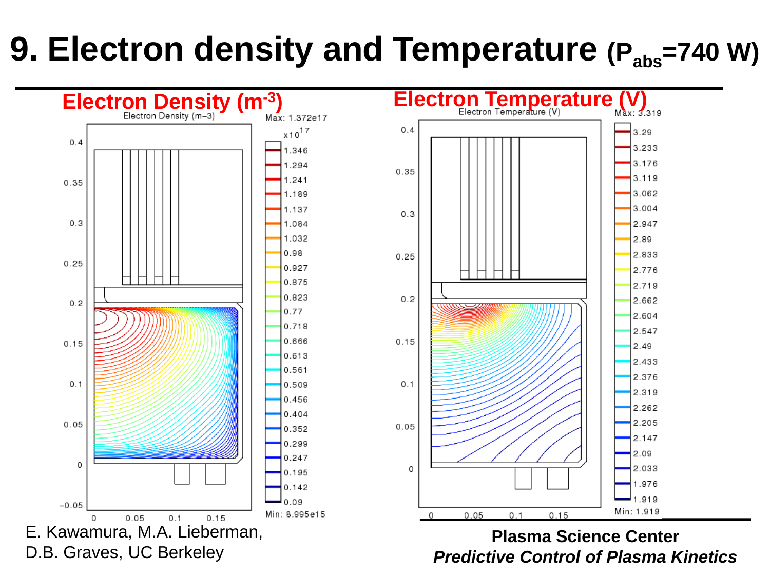# 9. Electron density and Temperature ($P_{abs}$=740 W)

**Electron Density ($m^{-3}$)**

**Electron Temperature (V)**

E. Kawamura, M.A. Lieberman, D.B. Graves, UC Berkeley

**Plasma Science Center**

***Predictive Control of Plasma Kinetics***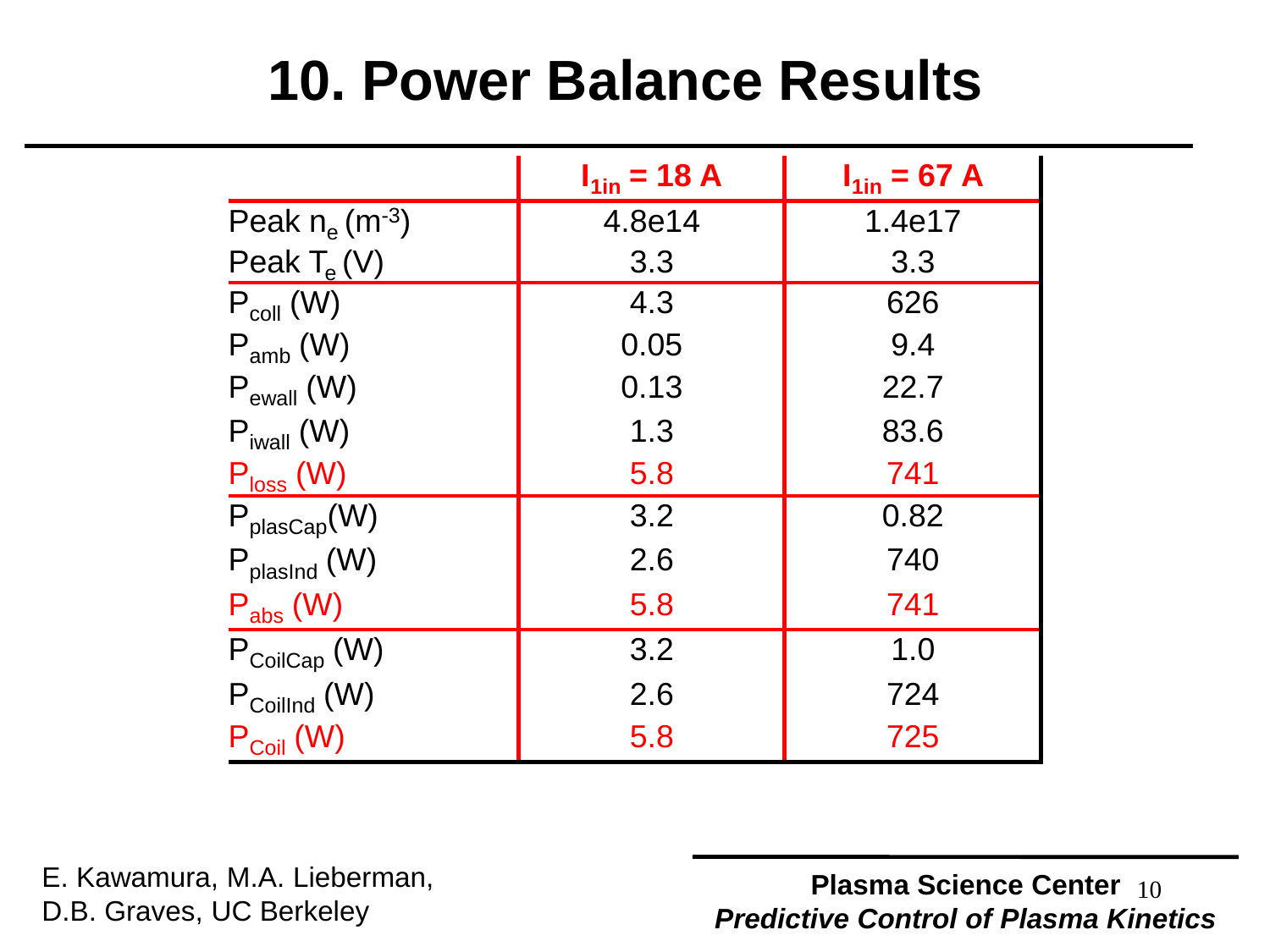# 10. Power Balance Results

| | $I_{1in}$ = 18 A | $I_{1in}$ = 67 A |
|---|---|---|
| Peak $n_e$ ($m^{-3}$) | 4.8e14 | 1.4e17 |
| Peak $T_e$ (V) | 3.3 | 3.3 |
| $P_{coll}$ (W) | 4.3 | 626 |
| $P_{amb}$ (W) | 0.05 | 9.4 |
| $P_{ewall}$ (W) | 0.13 | 22.7 |
| $P_{iwall}$ (W) | 1.3 | 83.6 |
| $P_{loss}$ (W) | 5.8 | 741 |
| $P_{plasCap}$(W) | 3.2 | 0.82 |
| $P_{plasInd}$ (W) | 2.6 | 740 |
| $P_{abs}$ (W) | 5.8 | 741 |
| $P_{CoilCap}$ (W) | 3.2 | 1.0 |
| $P_{CoilInd}$ (W) | 2.6 | 724 |
| $P_{Coil}$ (W) | 5.8 | 725 |

E. Kawamura, M.A. Lieberman, D.B. Graves, UC Berkeley

**Plasma Science Center**
***Predictive Control of Plasma Kinetics***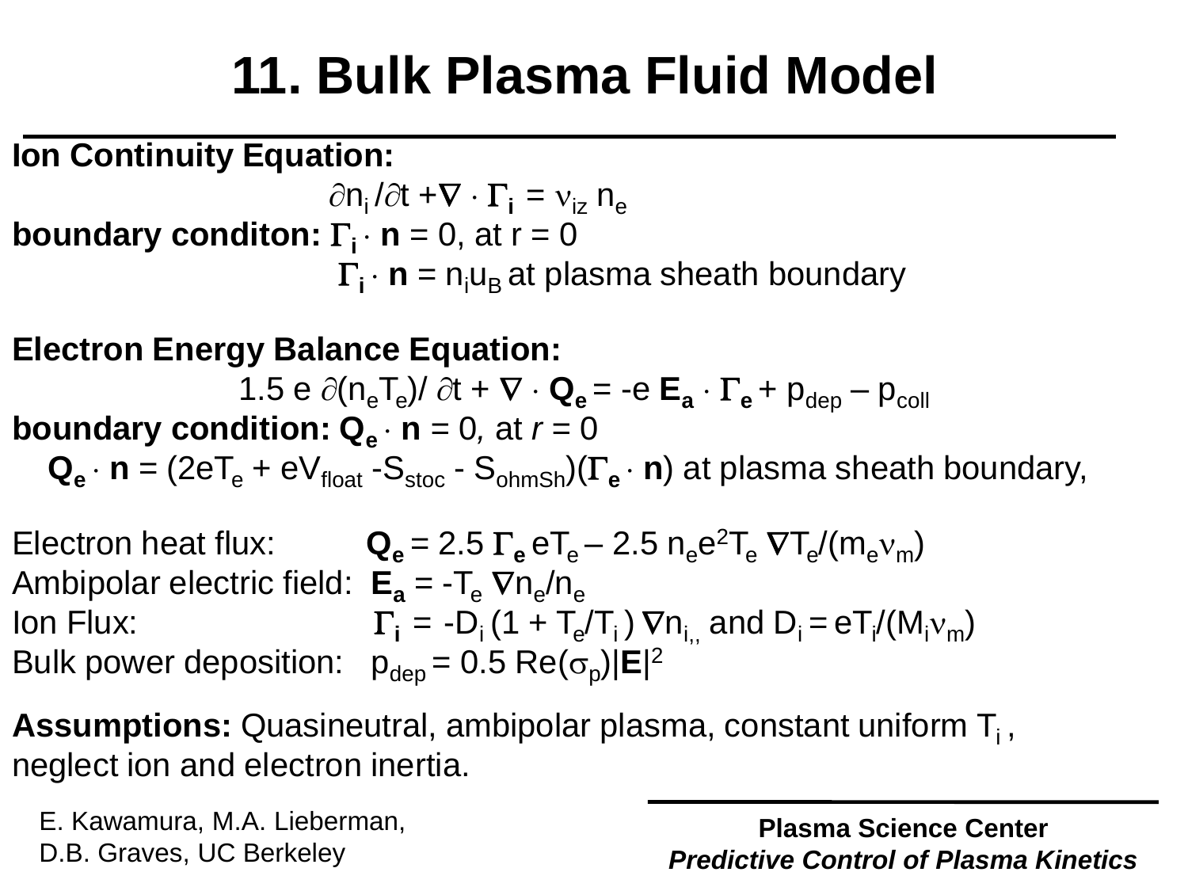# 11. Bulk Plasma Fluid Model

**Ion Continuity Equation:**

$$\partial n_i / \partial t + \nabla \cdot \boldsymbol{\Gamma}_i = \nu_{iz} n_e$$

**boundary conditon:** $\boldsymbol{\Gamma}_i \cdot \mathbf{n} = 0$, at $r = 0$

$\boldsymbol{\Gamma}_i \cdot \mathbf{n} = n_i u_B$ at plasma sheath boundary

**Electron Energy Balance Equation:**

$$1.5\, e\, \partial(n_e T_e)/\partial t + \nabla \cdot \mathbf{Q}_e = -e\, \mathbf{E}_a \cdot \boldsymbol{\Gamma}_e + p_{dep} - p_{coll}$$

**boundary condition:** $\mathbf{Q}_e \cdot \mathbf{n} = 0$, at $r = 0$

$\mathbf{Q}_e \cdot \mathbf{n} = (2eT_e + eV_{float} - S_{stoc} - S_{ohmSh})(\boldsymbol{\Gamma}_e \cdot \mathbf{n})$ at plasma sheath boundary,

Electron heat flux: $\mathbf{Q}_e = 2.5\, \boldsymbol{\Gamma}_e\, eT_e - 2.5\, n_e e^2 T_e\, \nabla T_e / (m_e \nu_m)$

Ambipolar electric field: $\mathbf{E}_a = -T_e\, \nabla n_e / n_e$

Ion Flux: $\boldsymbol{\Gamma}_i = -D_i\, (1 + T_e/T_i)\, \nabla n_i$, and $D_i = eT_i/(M_i \nu_m)$

Bulk power deposition: $p_{dep} = 0.5\, \mathrm{Re}(\sigma_p)|\mathbf{E}|^2$

**Assumptions:** Quasineutral, ambipolar plasma, constant uniform $T_i$, neglect ion and electron inertia.

E. Kawamura, M.A. Lieberman, D.B. Graves, UC Berkeley

**Plasma Science Center**
***Predictive Control of Plasma Kinetics***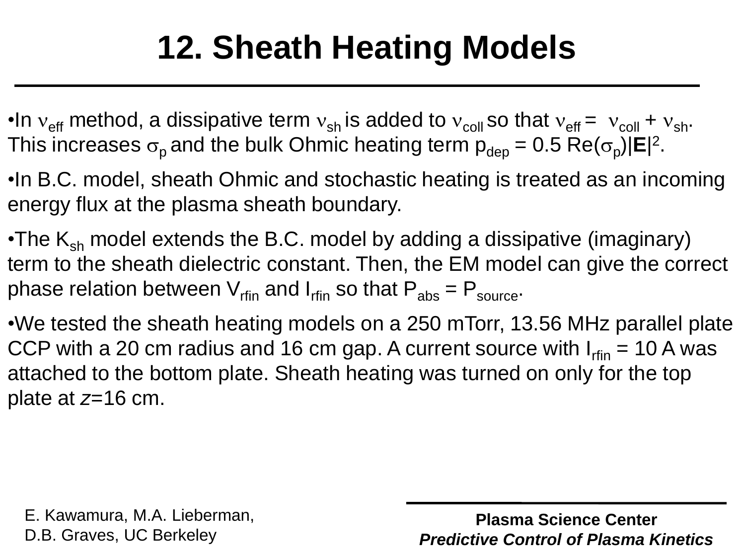# 12. Sheath Heating Models

- In $\nu_{eff}$ method, a dissipative term $\nu_{sh}$ is added to $\nu_{coll}$ so that $\nu_{eff} = \nu_{coll} + \nu_{sh}$. This increases $\sigma_p$ and the bulk Ohmic heating term $p_{dep} = 0.5\, \mathrm{Re}(\sigma_p)|\mathbf{E}|^2$.
- In B.C. model, sheath Ohmic and stochastic heating is treated as an incoming energy flux at the plasma sheath boundary.
- The $K_{sh}$ model extends the B.C. model by adding a dissipative (imaginary) term to the sheath dielectric constant. Then, the EM model can give the correct phase relation between $V_{rfin}$ and $I_{rfin}$ so that $P_{abs} = P_{source}$.
- We tested the sheath heating models on a 250 mTorr, 13.56 MHz parallel plate CCP with a 20 cm radius and 16 cm gap. A current source with $I_{rfin}$ = 10 A was attached to the bottom plate. Sheath heating was turned on only for the top plate at $z$=16 cm.

E. Kawamura, M.A. Lieberman, D.B. Graves, UC Berkeley

**Plasma Science Center**
***Predictive Control of Plasma Kinetics***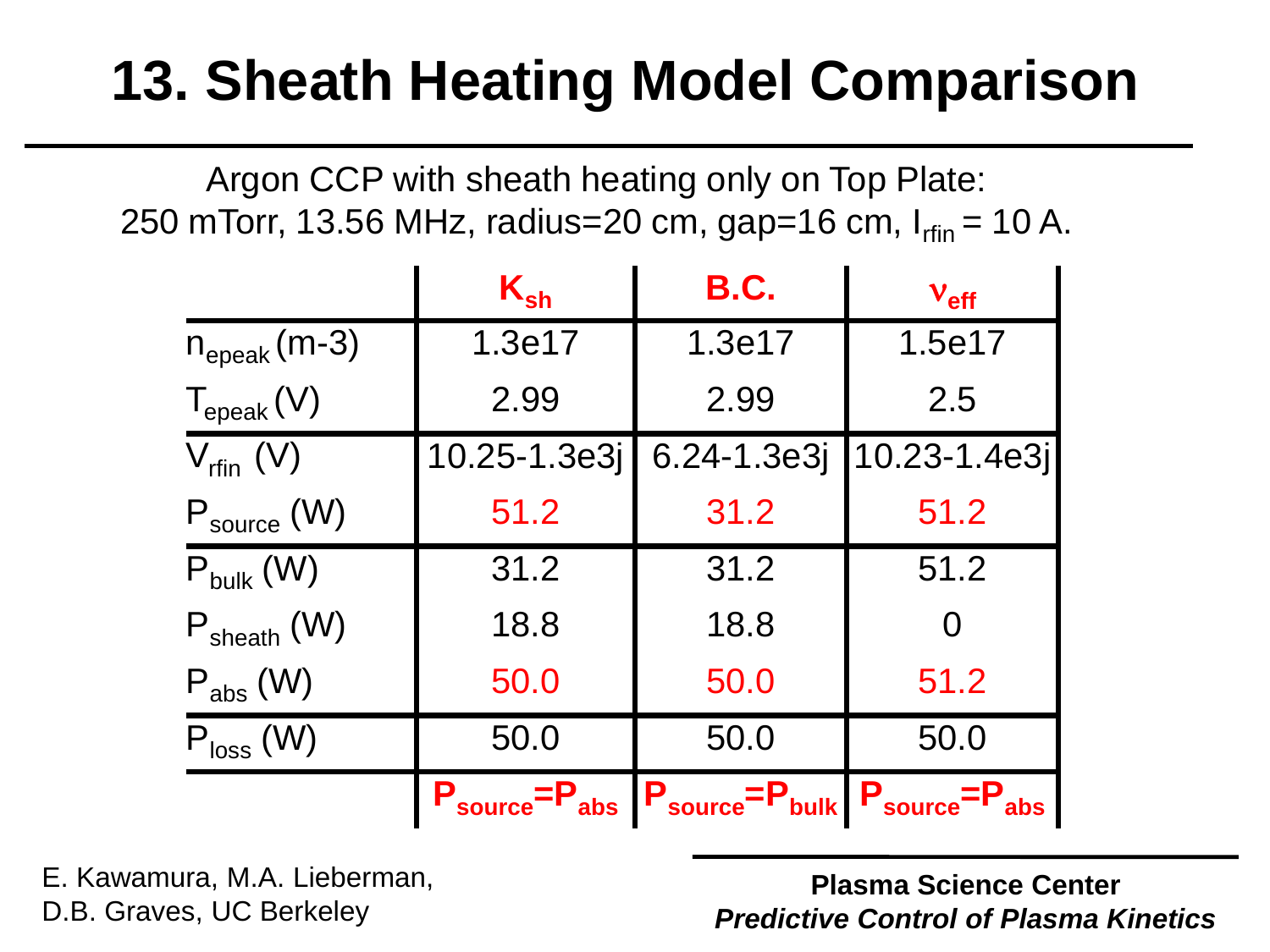# 13. Sheath Heating Model Comparison

Argon CCP with sheath heating only on Top Plate:
250 mTorr, 13.56 MHz, radius=20 cm, gap=16 cm, $I_{rfin}$ = 10 A.

| | $K_{sh}$ | B.C. | $\nu_{eff}$ |
|---|---|---|---|
| $n_{epeak}$ (m-3) | 1.3e17 | 1.3e17 | 1.5e17 |
| $T_{epeak}$ (V) | 2.99 | 2.99 | 2.5 |
| $V_{rfin}$ (V) | 10.25-1.3e3j | 6.24-1.3e3j | 10.23-1.4e3j |
| $P_{source}$ (W) | 51.2 | 31.2 | 51.2 |
| $P_{bulk}$ (W) | 31.2 | 31.2 | 51.2 |
| $P_{sheath}$ (W) | 18.8 | 18.8 | 0 |
| $P_{abs}$ (W) | 50.0 | 50.0 | 51.2 |
| $P_{loss}$ (W) | 50.0 | 50.0 | 50.0 |
| | $P_{source}=P_{abs}$ | $P_{source}=P_{bulk}$ | $P_{source}=P_{abs}$ |

E. Kawamura, M.A. Lieberman, D.B. Graves, UC Berkeley

**Plasma Science Center**
***Predictive Control of Plasma Kinetics***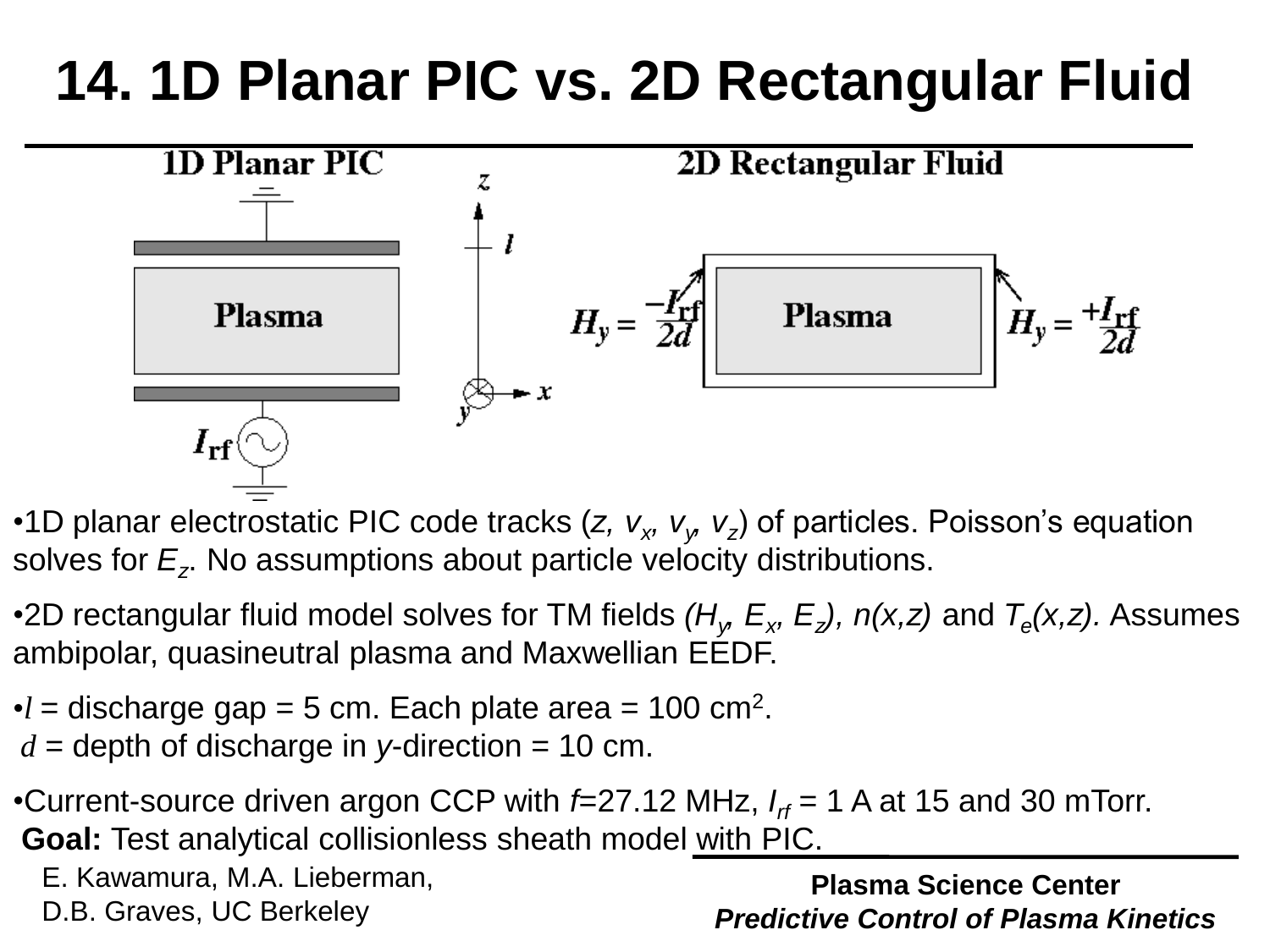# 14. 1D Planar PIC vs. 2D Rectangular Fluid

**1D Planar PIC**

**2D Rectangular Fluid**

Plasma

Plasma

$H_y = \frac{-I_{rf}}{2d}$

$H_y = \frac{+I_{rf}}{2d}$

$I_{rf}$

$z$, $l$, $x$, $y$

- 1D planar electrostatic PIC code tracks ($z$, $v_x$, $v_y$, $v_z$) of particles. Poisson's equation solves for $E_z$. No assumptions about particle velocity distributions.
- 2D rectangular fluid model solves for TM fields ($H_y$, $E_x$, $E_z$), $n(x,z)$ and $T_e(x,z)$. Assumes ambipolar, quasineutral plasma and Maxwellian EEDF.
- $l$ = discharge gap = 5 cm. Each plate area = 100 cm$^2$.
  $d$ = depth of discharge in $y$-direction = 10 cm.
- Current-source driven argon CCP with $f$=27.12 MHz, $I_{rf}$ = 1 A at 15 and 30 mTorr.
  **Goal:** Test analytical collisionless sheath model with PIC.

E. Kawamura, M.A. Lieberman, D.B. Graves, UC Berkeley

**Plasma Science Center**
***Predictive Control of Plasma Kinetics***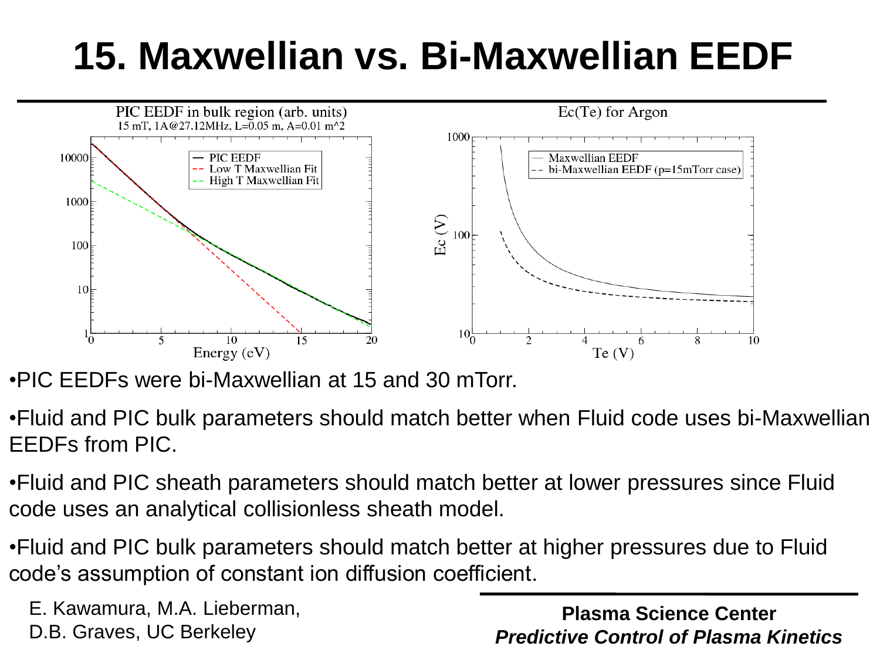# 15. Maxwellian vs. Bi-Maxwellian EEDF

PIC EEDF in bulk region (arb. units)
15 mT, 1A@27.12MHz, L=0.05 m, A=0.01 m^2

Ec(Te) for Argon

- PIC EEDFs were bi-Maxwellian at 15 and 30 mTorr.
- Fluid and PIC bulk parameters should match better when Fluid code uses bi-Maxwellian EEDFs from PIC.
- Fluid and PIC sheath parameters should match better at lower pressures since Fluid code uses an analytical collisionless sheath model.
- Fluid and PIC bulk parameters should match better at higher pressures due to Fluid code's assumption of constant ion diffusion coefficient.

E. Kawamura, M.A. Lieberman, D.B. Graves, UC Berkeley

**Plasma Science Center**
***Predictive Control of Plasma Kinetics***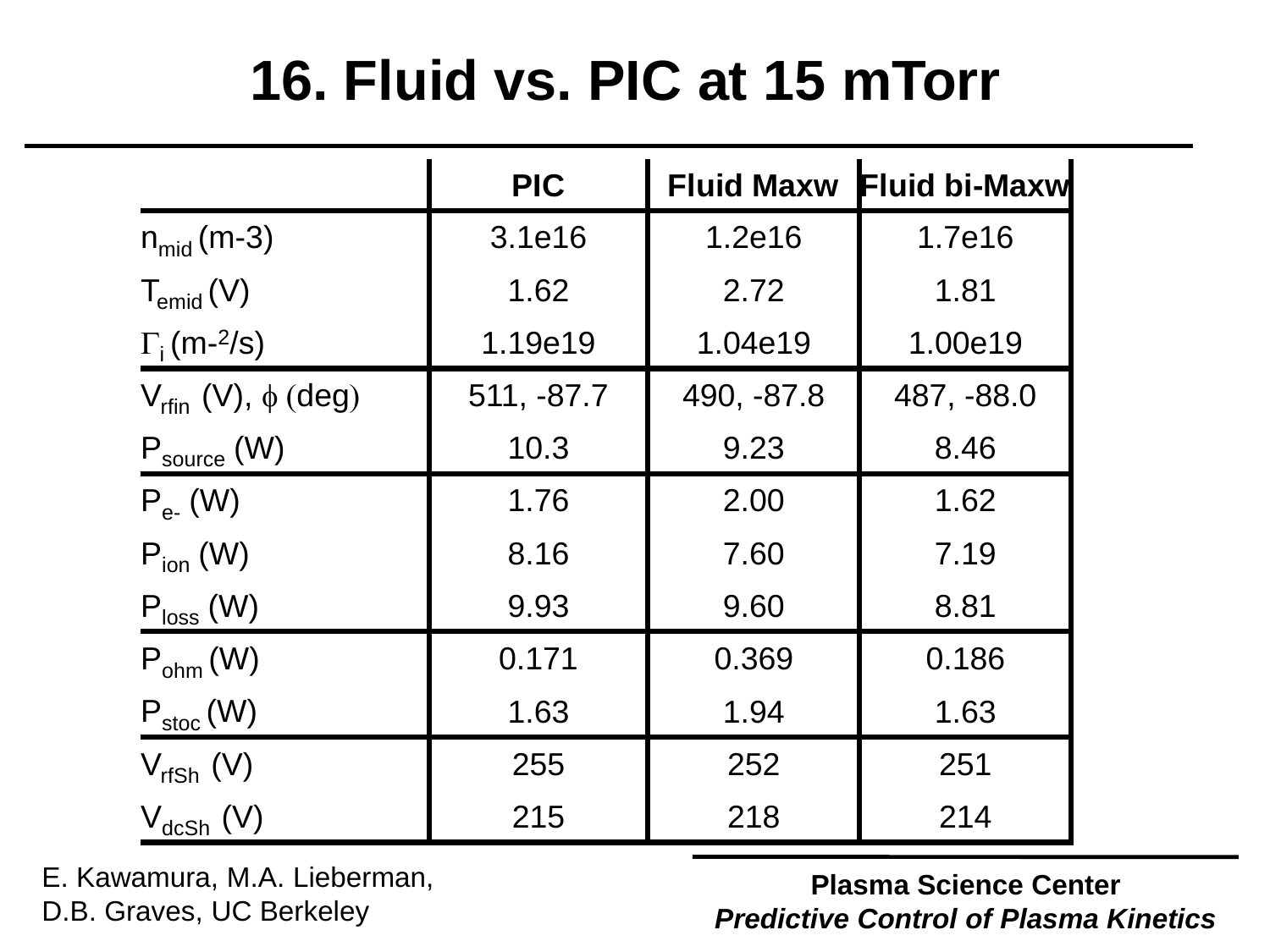# 16. Fluid vs. PIC at 15 mTorr

| | PIC | Fluid Maxw | Fluid bi-Maxw |
|---|---|---|---|
| $n_{mid}$ (m-3) | 3.1e16 | 1.2e16 | 1.7e16 |
| $T_{emid}$ (V) | 1.62 | 2.72 | 1.81 |
| $\Gamma_i$ (m-2/s) | 1.19e19 | 1.04e19 | 1.00e19 |
| $V_{rfin}$ (V), $\phi$ (deg) | 511, -87.7 | 490, -87.8 | 487, -88.0 |
| $P_{source}$ (W) | 10.3 | 9.23 | 8.46 |
| $P_{e-}$ (W) | 1.76 | 2.00 | 1.62 |
| $P_{ion}$ (W) | 8.16 | 7.60 | 7.19 |
| $P_{loss}$ (W) | 9.93 | 9.60 | 8.81 |
| $P_{ohm}$ (W) | 0.171 | 0.369 | 0.186 |
| $P_{stoc}$ (W) | 1.63 | 1.94 | 1.63 |
| $V_{rfSh}$ (V) | 255 | 252 | 251 |
| $V_{dcSh}$ (V) | 215 | 218 | 214 |

E. Kawamura, M.A. Lieberman, D.B. Graves, UC Berkeley

**Plasma Science Center**
***Predictive Control of Plasma Kinetics***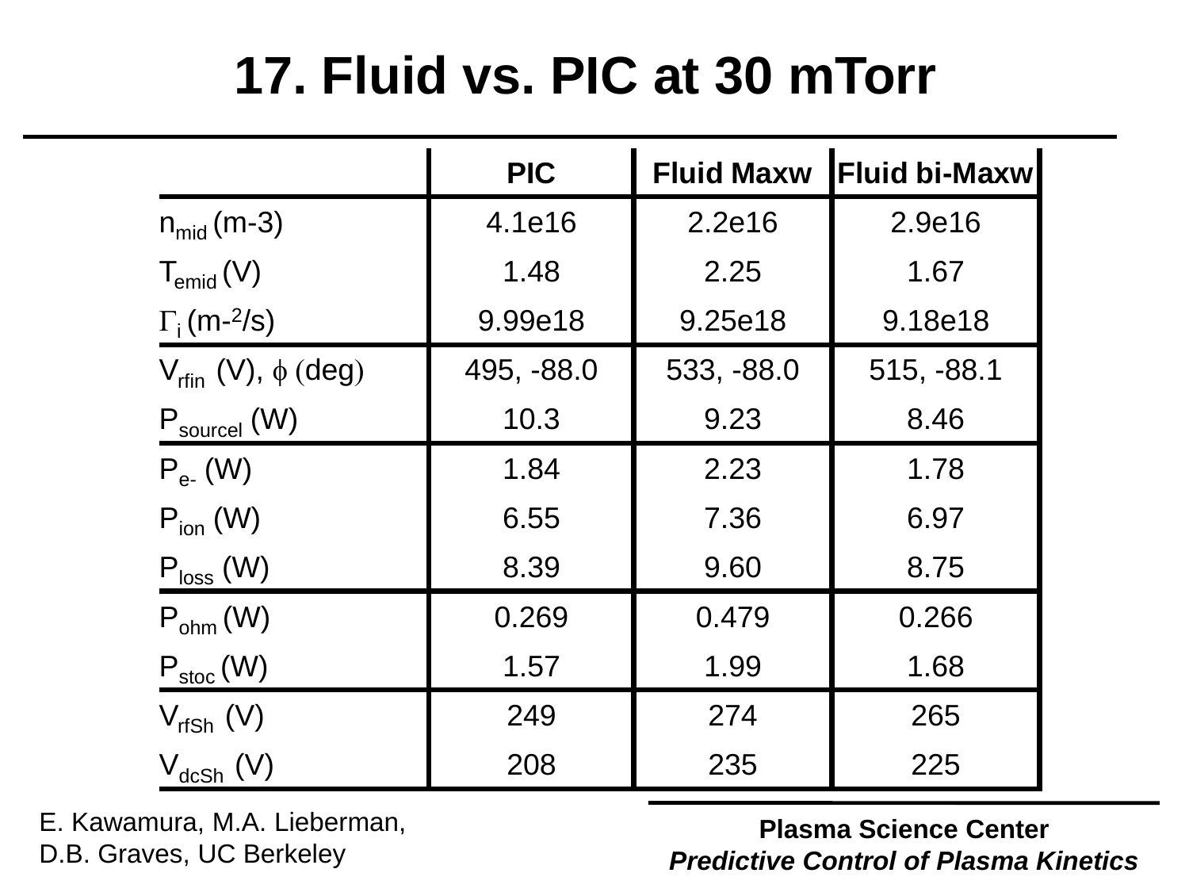# 17. Fluid vs. PIC at 30 mTorr

| | PIC | Fluid Maxw | Fluid bi-Maxw |
|---|---|---|---|
| $n_{mid}$ (m-3) | 4.1e16 | 2.2e16 | 2.9e16 |
| $T_{emid}$ (V) | 1.48 | 2.25 | 1.67 |
| $\Gamma_i$ (m-2/s) | 9.99e18 | 9.25e18 | 9.18e18 |
| $V_{rfin}$ (V), $\phi$ (deg) | 495, -88.0 | 533, -88.0 | 515, -88.1 |
| $P_{sourceI}$ (W) | 10.3 | 9.23 | 8.46 |
| $P_{e-}$ (W) | 1.84 | 2.23 | 1.78 |
| $P_{ion}$ (W) | 6.55 | 7.36 | 6.97 |
| $P_{loss}$ (W) | 8.39 | 9.60 | 8.75 |
| $P_{ohm}$ (W) | 0.269 | 0.479 | 0.266 |
| $P_{stoc}$ (W) | 1.57 | 1.99 | 1.68 |
| $V_{rfSh}$ (V) | 249 | 274 | 265 |
| $V_{dcSh}$ (V) | 208 | 235 | 225 |

E. Kawamura, M.A. Lieberman, D.B. Graves, UC Berkeley

**Plasma Science Center**
***Predictive Control of Plasma Kinetics***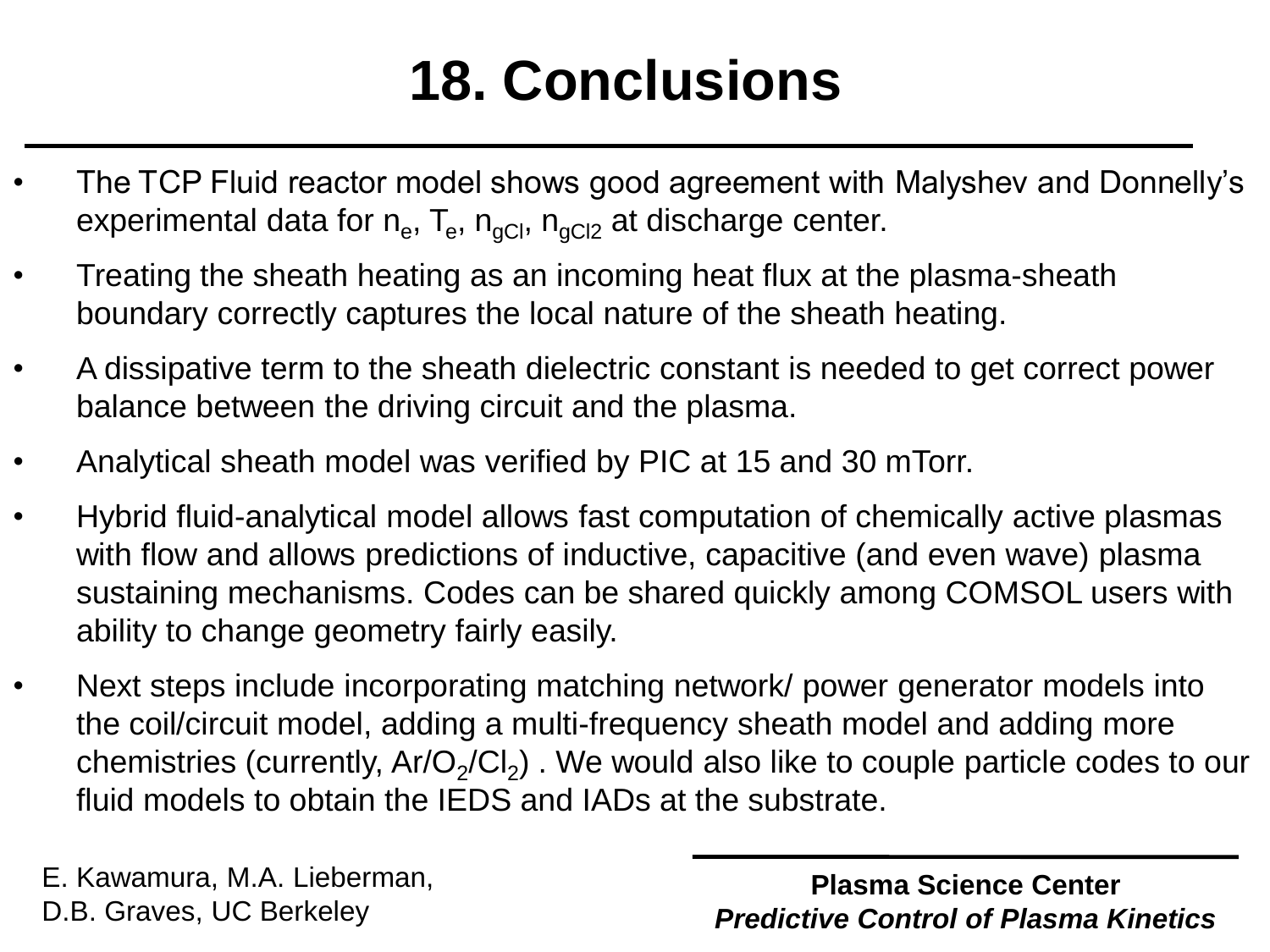# 18. Conclusions

- The TCP Fluid reactor model shows good agreement with Malyshev and Donnelly's experimental data for $n_e$, $T_e$, $n_{gCl}$, $n_{gCl2}$ at discharge center.
- Treating the sheath heating as an incoming heat flux at the plasma-sheath boundary correctly captures the local nature of the sheath heating.
- A dissipative term to the sheath dielectric constant is needed to get correct power balance between the driving circuit and the plasma.
- Analytical sheath model was verified by PIC at 15 and 30 mTorr.
- Hybrid fluid-analytical model allows fast computation of chemically active plasmas with flow and allows predictions of inductive, capacitive (and even wave) plasma sustaining mechanisms. Codes can be shared quickly among COMSOL users with ability to change geometry fairly easily.
- Next steps include incorporating matching network/ power generator models into the coil/circuit model, adding a multi-frequency sheath model and adding more chemistries (currently, $Ar/O_2/Cl_2$) . We would also like to couple particle codes to our fluid models to obtain the IEDS and IADs at the substrate.

E. Kawamura, M.A. Lieberman, D.B. Graves, UC Berkeley

**Plasma Science Center**
***Predictive Control of Plasma Kinetics***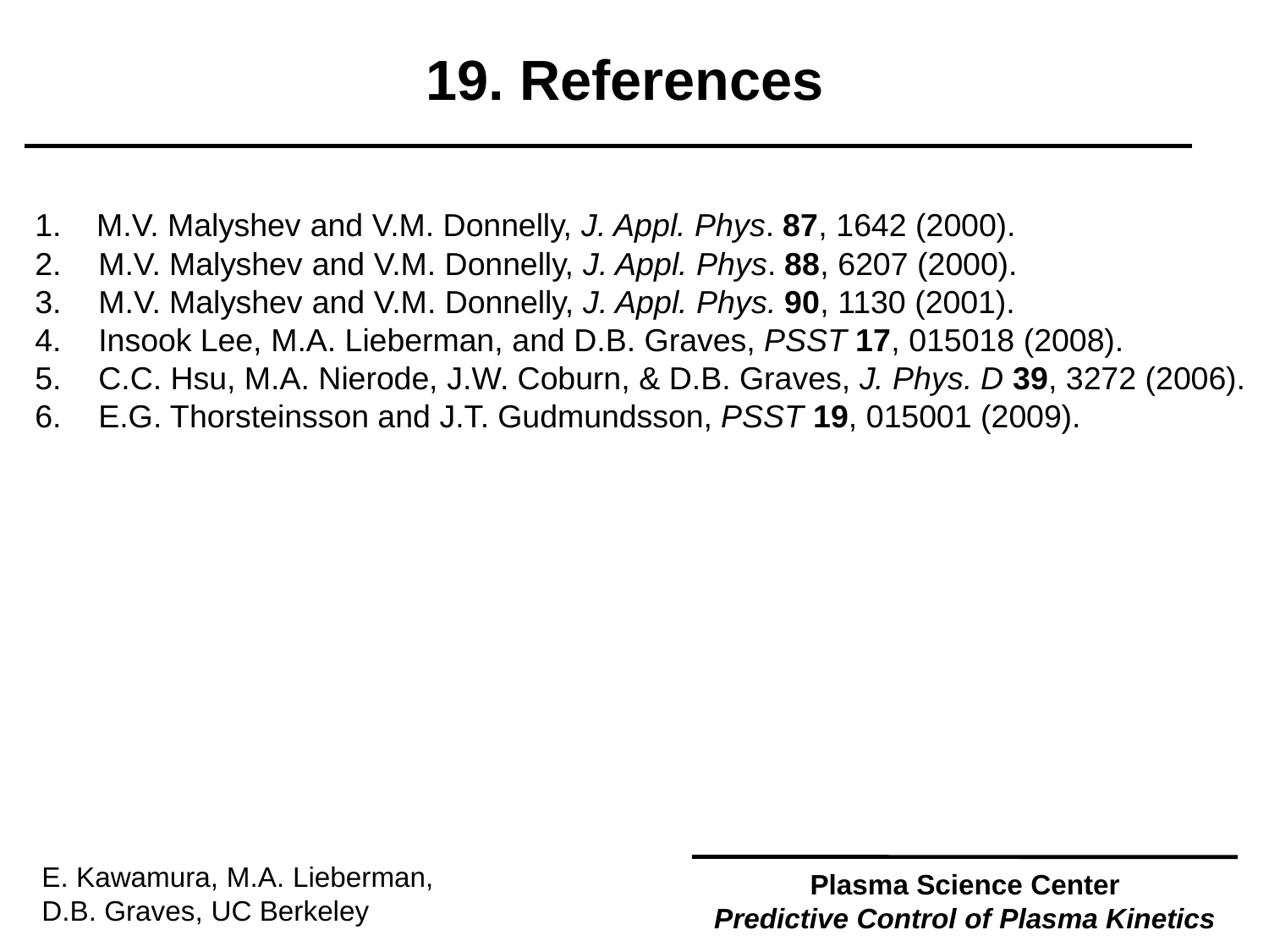# 19. References

1. M.V. Malyshev and V.M. Donnelly, *J. Appl. Phys*. **87**, 1642 (2000).
2. M.V. Malyshev and V.M. Donnelly, *J. Appl. Phys*. **88**, 6207 (2000).
3. M.V. Malyshev and V.M. Donnelly, *J. Appl. Phys.* **90**, 1130 (2001).
4. Insook Lee, M.A. Lieberman, and D.B. Graves, *PSST* **17**, 015018 (2008).
5. C.C. Hsu, M.A. Nierode, J.W. Coburn, & D.B. Graves, *J. Phys. D* **39**, 3272 (2006).
6. E.G. Thorsteinsson and J.T. Gudmundsson, *PSST* **19**, 015001 (2009).